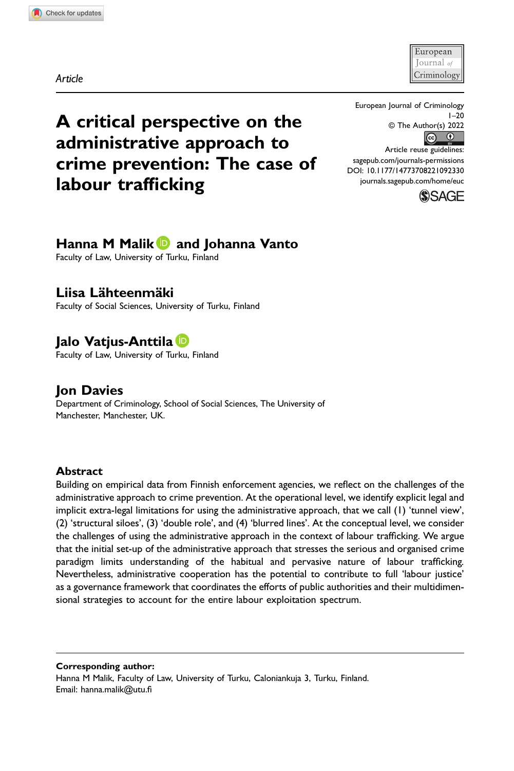*Article*

# A critical perspective on the administrative approach to crime prevention: The case of labour trafficking

European Journal of Criminology
1–20
© The Author(s) 2022
Article reuse guidelines: sagepub.com/journals-permissions
DOI: 10.1177/14773708221092330
journals.sagepub.com/home/euc

**Hanna M Malik and Johanna Vanto**
Faculty of Law, University of Turku, Finland

**Liisa Lähteenmäki**
Faculty of Social Sciences, University of Turku, Finland

**Jalo Vatjus-Anttila**
Faculty of Law, University of Turku, Finland

**Jon Davies**
Department of Criminology, School of Social Sciences, The University of Manchester, Manchester, UK.

## Abstract

Building on empirical data from Finnish enforcement agencies, we reflect on the challenges of the administrative approach to crime prevention. At the operational level, we identify explicit legal and implicit extra-legal limitations for using the administrative approach, that we call (1) 'tunnel view', (2) 'structural siloes', (3) 'double role', and (4) 'blurred lines'. At the conceptual level, we consider the challenges of using the administrative approach in the context of labour trafficking. We argue that the initial set-up of the administrative approach that stresses the serious and organised crime paradigm limits understanding of the habitual and pervasive nature of labour trafficking. Nevertheless, administrative cooperation has the potential to contribute to full 'labour justice' as a governance framework that coordinates the efforts of public authorities and their multidimensional strategies to account for the entire labour exploitation spectrum.

**Corresponding author:**
Hanna M Malik, Faculty of Law, University of Turku, Calonian kuja 3, Turku, Finland.
Email: hanna.malik@utu.fi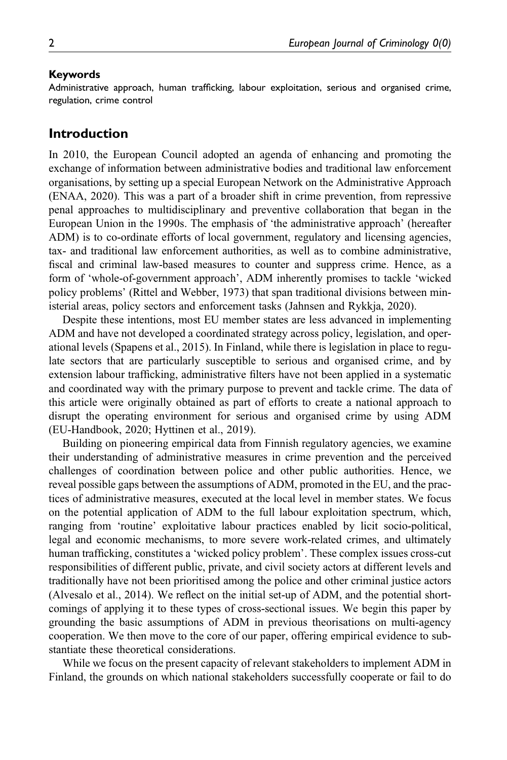#### Keywords

Administrative approach, human trafficking, labour exploitation, serious and organised crime, regulation, crime control

## Introduction

In 2010, the European Council adopted an agenda of enhancing and promoting the exchange of information between administrative bodies and traditional law enforcement organisations, by setting up a special European Network on the Administrative Approach (ENAA, 2020). This was a part of a broader shift in crime prevention, from repressive penal approaches to multidisciplinary and preventive collaboration that began in the European Union in the 1990s. The emphasis of 'the administrative approach' (hereafter ADM) is to co-ordinate efforts of local government, regulatory and licensing agencies, tax- and traditional law enforcement authorities, as well as to combine administrative, fiscal and criminal law-based measures to counter and suppress crime. Hence, as a form of 'whole-of-government approach', ADM inherently promises to tackle 'wicked policy problems' (Rittel and Webber, 1973) that span traditional divisions between ministerial areas, policy sectors and enforcement tasks (Jahnsen and Rykkja, 2020).

Despite these intentions, most EU member states are less advanced in implementing ADM and have not developed a coordinated strategy across policy, legislation, and operational levels (Spapens et al., 2015). In Finland, while there is legislation in place to regulate sectors that are particularly susceptible to serious and organised crime, and by extension labour trafficking, administrative filters have not been applied in a systematic and coordinated way with the primary purpose to prevent and tackle crime. The data of this article were originally obtained as part of efforts to create a national approach to disrupt the operating environment for serious and organised crime by using ADM (EU-Handbook, 2020; Hyttinen et al., 2019).

Building on pioneering empirical data from Finnish regulatory agencies, we examine their understanding of administrative measures in crime prevention and the perceived challenges of coordination between police and other public authorities. Hence, we reveal possible gaps between the assumptions of ADM, promoted in the EU, and the practices of administrative measures, executed at the local level in member states. We focus on the potential application of ADM to the full labour exploitation spectrum, which, ranging from 'routine' exploitative labour practices enabled by licit socio-political, legal and economic mechanisms, to more severe work-related crimes, and ultimately human trafficking, constitutes a 'wicked policy problem'. These complex issues cross-cut responsibilities of different public, private, and civil society actors at different levels and traditionally have not been prioritised among the police and other criminal justice actors (Alvesalo et al., 2014). We reflect on the initial set-up of ADM, and the potential shortcomings of applying it to these types of cross-sectional issues. We begin this paper by grounding the basic assumptions of ADM in previous theorisations on multi-agency cooperation. We then move to the core of our paper, offering empirical evidence to substantiate these theoretical considerations.

While we focus on the present capacity of relevant stakeholders to implement ADM in Finland, the grounds on which national stakeholders successfully cooperate or fail to do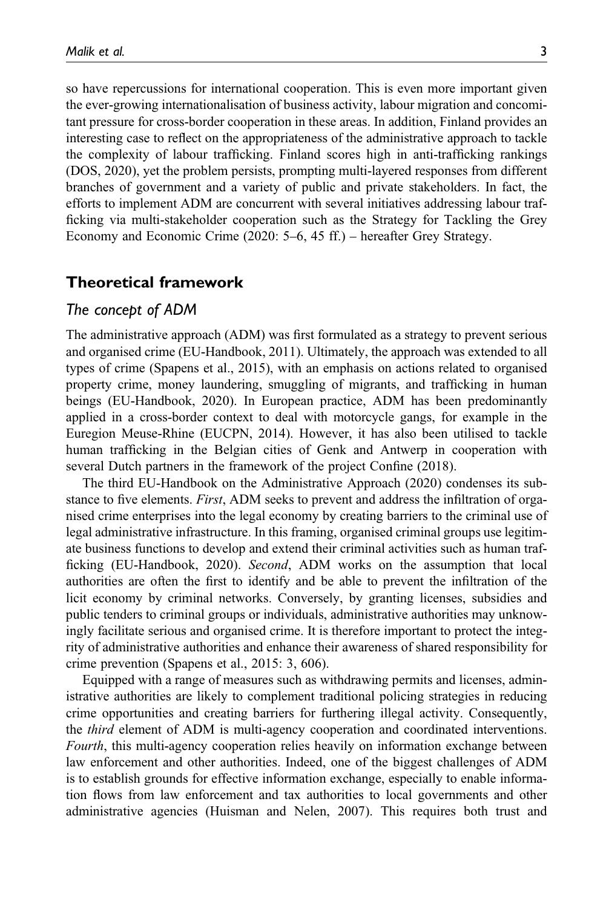so have repercussions for international cooperation. This is even more important given the ever-growing internationalisation of business activity, labour migration and concomitant pressure for cross-border cooperation in these areas. In addition, Finland provides an interesting case to reflect on the appropriateness of the administrative approach to tackle the complexity of labour trafficking. Finland scores high in anti-trafficking rankings (DOS, 2020), yet the problem persists, prompting multi-layered responses from different branches of government and a variety of public and private stakeholders. In fact, the efforts to implement ADM are concurrent with several initiatives addressing labour trafficking via multi-stakeholder cooperation such as the Strategy for Tackling the Grey Economy and Economic Crime (2020: 5–6, 45 ff.) – hereafter Grey Strategy.

## Theoretical framework

### The concept of ADM

The administrative approach (ADM) was first formulated as a strategy to prevent serious and organised crime (EU-Handbook, 2011). Ultimately, the approach was extended to all types of crime (Spapens et al., 2015), with an emphasis on actions related to organised property crime, money laundering, smuggling of migrants, and trafficking in human beings (EU-Handbook, 2020). In European practice, ADM has been predominantly applied in a cross-border context to deal with motorcycle gangs, for example in the Euregion Meuse-Rhine (EUCPN, 2014). However, it has also been utilised to tackle human trafficking in the Belgian cities of Genk and Antwerp in cooperation with several Dutch partners in the framework of the project Confine (2018).

The third EU-Handbook on the Administrative Approach (2020) condenses its substance to five elements. *First*, ADM seeks to prevent and address the infiltration of organised crime enterprises into the legal economy by creating barriers to the criminal use of legal administrative infrastructure. In this framing, organised criminal groups use legitimate business functions to develop and extend their criminal activities such as human trafficking (EU-Handbook, 2020). *Second*, ADM works on the assumption that local authorities are often the first to identify and be able to prevent the infiltration of the licit economy by criminal networks. Conversely, by granting licenses, subsidies and public tenders to criminal groups or individuals, administrative authorities may unknowingly facilitate serious and organised crime. It is therefore important to protect the integrity of administrative authorities and enhance their awareness of shared responsibility for crime prevention (Spapens et al., 2015: 3, 606).

Equipped with a range of measures such as withdrawing permits and licenses, administrative authorities are likely to complement traditional policing strategies in reducing crime opportunities and creating barriers for furthering illegal activity. Consequently, the *third* element of ADM is multi-agency cooperation and coordinated interventions. *Fourth*, this multi-agency cooperation relies heavily on information exchange between law enforcement and other authorities. Indeed, one of the biggest challenges of ADM is to establish grounds for effective information exchange, especially to enable information flows from law enforcement and tax authorities to local governments and other administrative agencies (Huisman and Nelen, 2007). This requires both trust and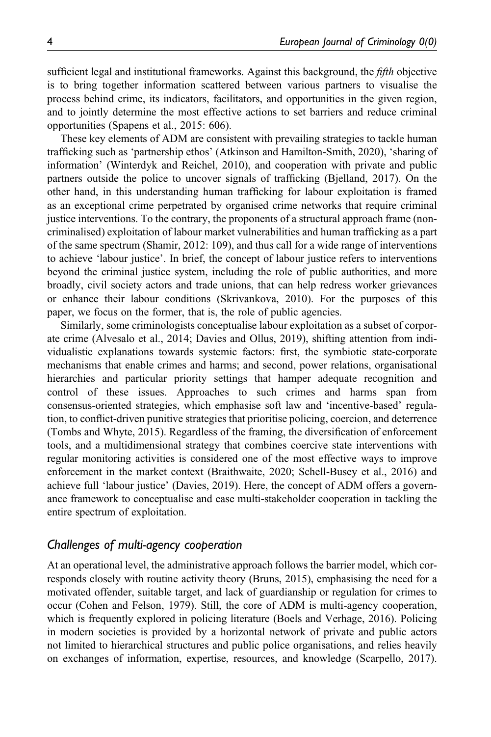sufficient legal and institutional frameworks. Against this background, the *fifth* objective is to bring together information scattered between various partners to visualise the process behind crime, its indicators, facilitators, and opportunities in the given region, and to jointly determine the most effective actions to set barriers and reduce criminal opportunities (Spapens et al., 2015: 606).

These key elements of ADM are consistent with prevailing strategies to tackle human trafficking such as 'partnership ethos' (Atkinson and Hamilton-Smith, 2020), 'sharing of information' (Winterdyk and Reichel, 2010), and cooperation with private and public partners outside the police to uncover signals of trafficking (Bjelland, 2017). On the other hand, in this understanding human trafficking for labour exploitation is framed as an exceptional crime perpetrated by organised crime networks that require criminal justice interventions. To the contrary, the proponents of a structural approach frame (non-criminalised) exploitation of labour market vulnerabilities and human trafficking as a part of the same spectrum (Shamir, 2012: 109), and thus call for a wide range of interventions to achieve 'labour justice'. In brief, the concept of labour justice refers to interventions beyond the criminal justice system, including the role of public authorities, and more broadly, civil society actors and trade unions, that can help redress worker grievances or enhance their labour conditions (Skrivankova, 2010). For the purposes of this paper, we focus on the former, that is, the role of public agencies.

Similarly, some criminologists conceptualise labour exploitation as a subset of corporate crime (Alvesalo et al., 2014; Davies and Ollus, 2019), shifting attention from individualistic explanations towards systemic factors: first, the symbiotic state-corporate mechanisms that enable crimes and harms; and second, power relations, organisational hierarchies and particular priority settings that hamper adequate recognition and control of these issues. Approaches to such crimes and harms span from consensus-oriented strategies, which emphasise soft law and 'incentive-based' regulation, to conflict-driven punitive strategies that prioritise policing, coercion, and deterrence (Tombs and Whyte, 2015). Regardless of the framing, the diversification of enforcement tools, and a multidimensional strategy that combines coercive state interventions with regular monitoring activities is considered one of the most effective ways to improve enforcement in the market context (Braithwaite, 2020; Schell-Busey et al., 2016) and achieve full 'labour justice' (Davies, 2019). Here, the concept of ADM offers a governance framework to conceptualise and ease multi-stakeholder cooperation in tackling the entire spectrum of exploitation.

## *Challenges of multi-agency cooperation*

At an operational level, the administrative approach follows the barrier model, which corresponds closely with routine activity theory (Bruns, 2015), emphasising the need for a motivated offender, suitable target, and lack of guardianship or regulation for crimes to occur (Cohen and Felson, 1979). Still, the core of ADM is multi-agency cooperation, which is frequently explored in policing literature (Boels and Verhage, 2016). Policing in modern societies is provided by a horizontal network of private and public actors not limited to hierarchical structures and public police organisations, and relies heavily on exchanges of information, expertise, resources, and knowledge (Scarpello, 2017).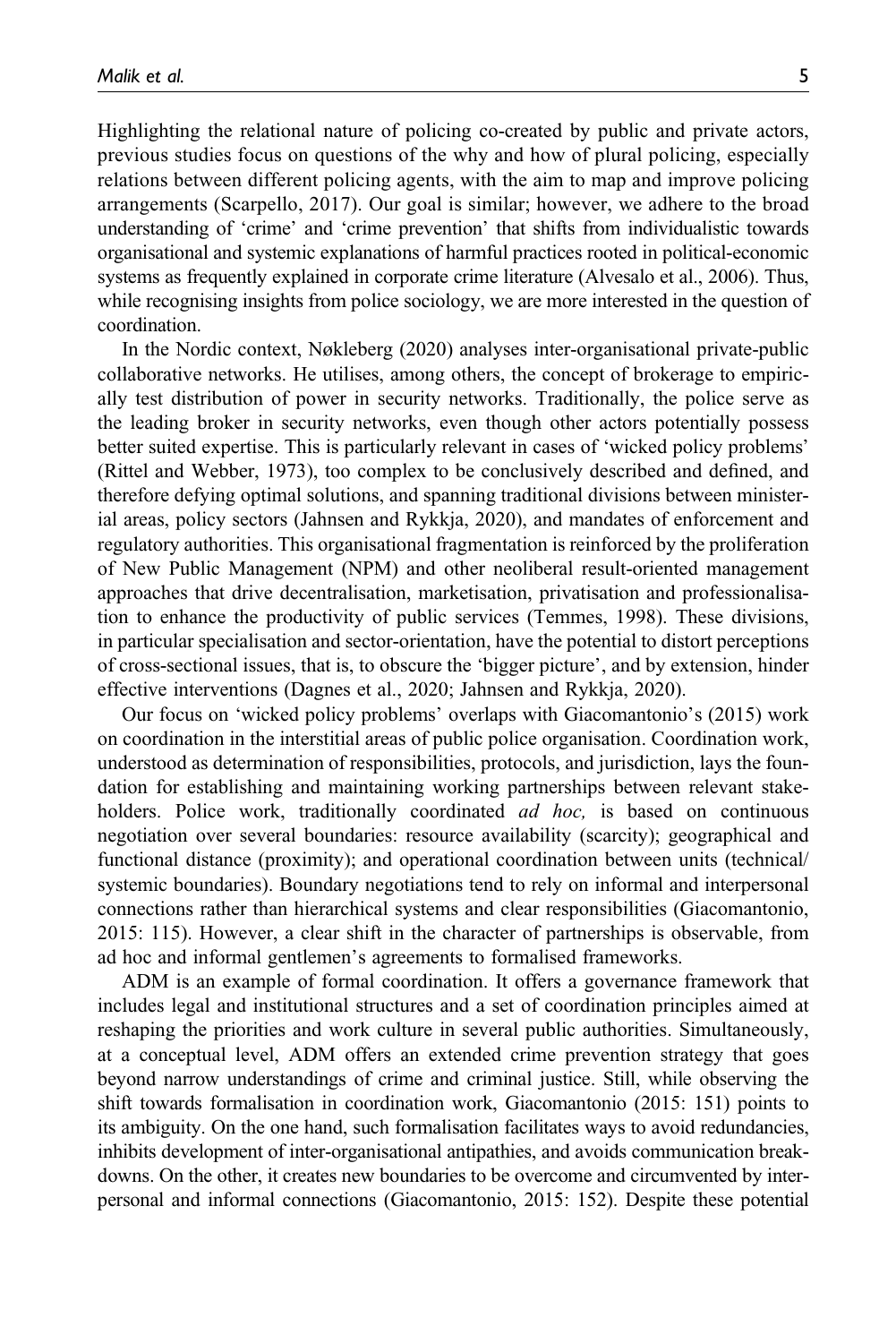Highlighting the relational nature of policing co-created by public and private actors, previous studies focus on questions of the why and how of plural policing, especially relations between different policing agents, with the aim to map and improve policing arrangements (Scarpello, 2017). Our goal is similar; however, we adhere to the broad understanding of 'crime' and 'crime prevention' that shifts from individualistic towards organisational and systemic explanations of harmful practices rooted in political-economic systems as frequently explained in corporate crime literature (Alvesalo et al., 2006). Thus, while recognising insights from police sociology, we are more interested in the question of coordination.

In the Nordic context, Nøkleberg (2020) analyses inter-organisational private-public collaborative networks. He utilises, among others, the concept of brokerage to empirically test distribution of power in security networks. Traditionally, the police serve as the leading broker in security networks, even though other actors potentially possess better suited expertise. This is particularly relevant in cases of 'wicked policy problems' (Rittel and Webber, 1973), too complex to be conclusively described and defined, and therefore defying optimal solutions, and spanning traditional divisions between ministerial areas, policy sectors (Jahnsen and Rykkja, 2020), and mandates of enforcement and regulatory authorities. This organisational fragmentation is reinforced by the proliferation of New Public Management (NPM) and other neoliberal result-oriented management approaches that drive decentralisation, marketisation, privatisation and professionalisation to enhance the productivity of public services (Temmes, 1998). These divisions, in particular specialisation and sector-orientation, have the potential to distort perceptions of cross-sectional issues, that is, to obscure the 'bigger picture', and by extension, hinder effective interventions (Dagnes et al., 2020; Jahnsen and Rykkja, 2020).

Our focus on 'wicked policy problems' overlaps with Giacomantonio's (2015) work on coordination in the interstitial areas of public police organisation. Coordination work, understood as determination of responsibilities, protocols, and jurisdiction, lays the foundation for establishing and maintaining working partnerships between relevant stakeholders. Police work, traditionally coordinated *ad hoc,* is based on continuous negotiation over several boundaries: resource availability (scarcity); geographical and functional distance (proximity); and operational coordination between units (technical/ systemic boundaries). Boundary negotiations tend to rely on informal and interpersonal connections rather than hierarchical systems and clear responsibilities (Giacomantonio, 2015: 115). However, a clear shift in the character of partnerships is observable, from ad hoc and informal gentlemen's agreements to formalised frameworks.

ADM is an example of formal coordination. It offers a governance framework that includes legal and institutional structures and a set of coordination principles aimed at reshaping the priorities and work culture in several public authorities. Simultaneously, at a conceptual level, ADM offers an extended crime prevention strategy that goes beyond narrow understandings of crime and criminal justice. Still, while observing the shift towards formalisation in coordination work, Giacomantonio (2015: 151) points to its ambiguity. On the one hand, such formalisation facilitates ways to avoid redundancies, inhibits development of inter-organisational antipathies, and avoids communication breakdowns. On the other, it creates new boundaries to be overcome and circumvented by interpersonal and informal connections (Giacomantonio, 2015: 152). Despite these potential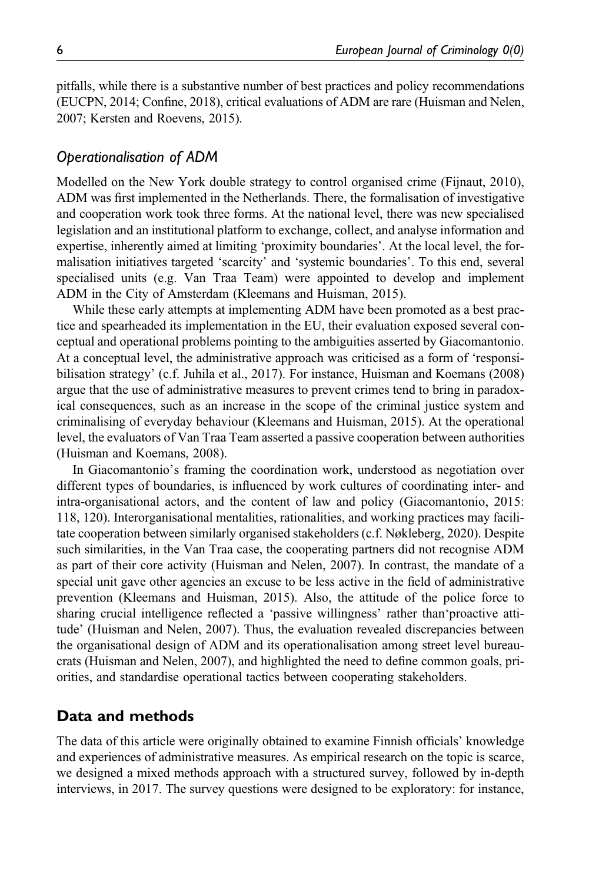pitfalls, while there is a substantive number of best practices and policy recommendations (EUCPN, 2014; Confine, 2018), critical evaluations of ADM are rare (Huisman and Nelen, 2007; Kersten and Roevens, 2015).

### *Operationalisation of ADM*

Modelled on the New York double strategy to control organised crime (Fijnaut, 2010), ADM was first implemented in the Netherlands. There, the formalisation of investigative and cooperation work took three forms. At the national level, there was new specialised legislation and an institutional platform to exchange, collect, and analyse information and expertise, inherently aimed at limiting 'proximity boundaries'. At the local level, the formalisation initiatives targeted 'scarcity' and 'systemic boundaries'. To this end, several specialised units (e.g. Van Traa Team) were appointed to develop and implement ADM in the City of Amsterdam (Kleemans and Huisman, 2015).

While these early attempts at implementing ADM have been promoted as a best practice and spearheaded its implementation in the EU, their evaluation exposed several conceptual and operational problems pointing to the ambiguities asserted by Giacomantonio. At a conceptual level, the administrative approach was criticised as a form of 'responsibilisation strategy' (c.f. Juhila et al., 2017). For instance, Huisman and Koemans (2008) argue that the use of administrative measures to prevent crimes tend to bring in paradoxical consequences, such as an increase in the scope of the criminal justice system and criminalising of everyday behaviour (Kleemans and Huisman, 2015). At the operational level, the evaluators of Van Traa Team asserted a passive cooperation between authorities (Huisman and Koemans, 2008).

In Giacomantonio's framing the coordination work, understood as negotiation over different types of boundaries, is influenced by work cultures of coordinating inter- and intra-organisational actors, and the content of law and policy (Giacomantonio, 2015: 118, 120). Interorganisational mentalities, rationalities, and working practices may facilitate cooperation between similarly organised stakeholders (c.f. Nøkleberg, 2020). Despite such similarities, in the Van Traa case, the cooperating partners did not recognise ADM as part of their core activity (Huisman and Nelen, 2007). In contrast, the mandate of a special unit gave other agencies an excuse to be less active in the field of administrative prevention (Kleemans and Huisman, 2015). Also, the attitude of the police force to sharing crucial intelligence reflected a 'passive willingness' rather than'proactive attitude' (Huisman and Nelen, 2007). Thus, the evaluation revealed discrepancies between the organisational design of ADM and its operationalisation among street level bureaucrats (Huisman and Nelen, 2007), and highlighted the need to define common goals, priorities, and standardise operational tactics between cooperating stakeholders.

## Data and methods

The data of this article were originally obtained to examine Finnish officials' knowledge and experiences of administrative measures. As empirical research on the topic is scarce, we designed a mixed methods approach with a structured survey, followed by in-depth interviews, in 2017. The survey questions were designed to be exploratory: for instance,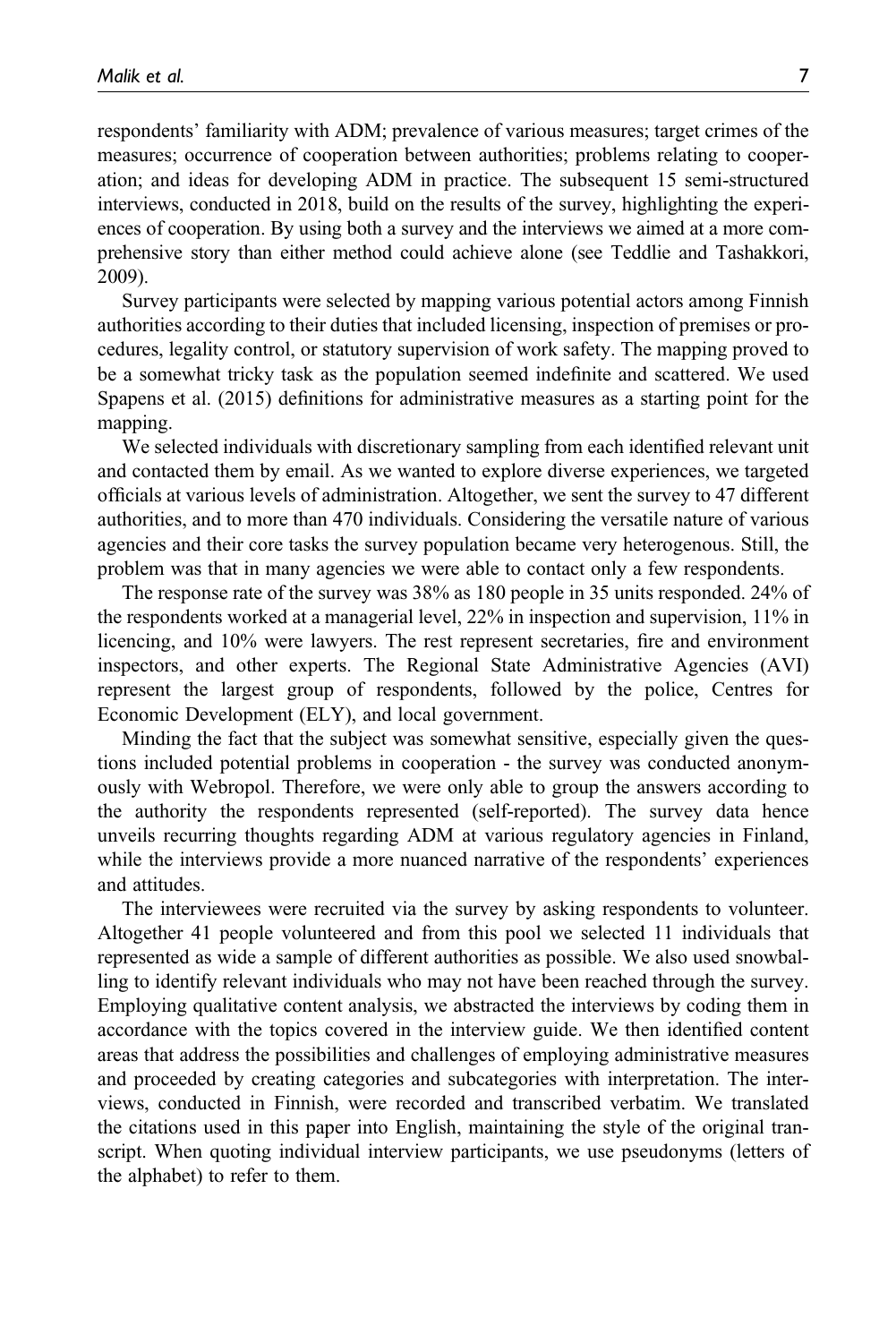respondents' familiarity with ADM; prevalence of various measures; target crimes of the measures; occurrence of cooperation between authorities; problems relating to cooperation; and ideas for developing ADM in practice. The subsequent 15 semi-structured interviews, conducted in 2018, build on the results of the survey, highlighting the experiences of cooperation. By using both a survey and the interviews we aimed at a more comprehensive story than either method could achieve alone (see Teddlie and Tashakkori, 2009).

Survey participants were selected by mapping various potential actors among Finnish authorities according to their duties that included licensing, inspection of premises or procedures, legality control, or statutory supervision of work safety. The mapping proved to be a somewhat tricky task as the population seemed indefinite and scattered. We used Spapens et al. (2015) definitions for administrative measures as a starting point for the mapping.

We selected individuals with discretionary sampling from each identified relevant unit and contacted them by email. As we wanted to explore diverse experiences, we targeted officials at various levels of administration. Altogether, we sent the survey to 47 different authorities, and to more than 470 individuals. Considering the versatile nature of various agencies and their core tasks the survey population became very heterogenous. Still, the problem was that in many agencies we were able to contact only a few respondents.

The response rate of the survey was 38% as 180 people in 35 units responded. 24% of the respondents worked at a managerial level, 22% in inspection and supervision, 11% in licencing, and 10% were lawyers. The rest represent secretaries, fire and environment inspectors, and other experts. The Regional State Administrative Agencies (AVI) represent the largest group of respondents, followed by the police, Centres for Economic Development (ELY), and local government.

Minding the fact that the subject was somewhat sensitive, especially given the questions included potential problems in cooperation - the survey was conducted anonymously with Webropol. Therefore, we were only able to group the answers according to the authority the respondents represented (self-reported). The survey data hence unveils recurring thoughts regarding ADM at various regulatory agencies in Finland, while the interviews provide a more nuanced narrative of the respondents' experiences and attitudes.

The interviewees were recruited via the survey by asking respondents to volunteer. Altogether 41 people volunteered and from this pool we selected 11 individuals that represented as wide a sample of different authorities as possible. We also used snowballing to identify relevant individuals who may not have been reached through the survey. Employing qualitative content analysis, we abstracted the interviews by coding them in accordance with the topics covered in the interview guide. We then identified content areas that address the possibilities and challenges of employing administrative measures and proceeded by creating categories and subcategories with interpretation. The interviews, conducted in Finnish, were recorded and transcribed verbatim. We translated the citations used in this paper into English, maintaining the style of the original transcript. When quoting individual interview participants, we use pseudonyms (letters of the alphabet) to refer to them.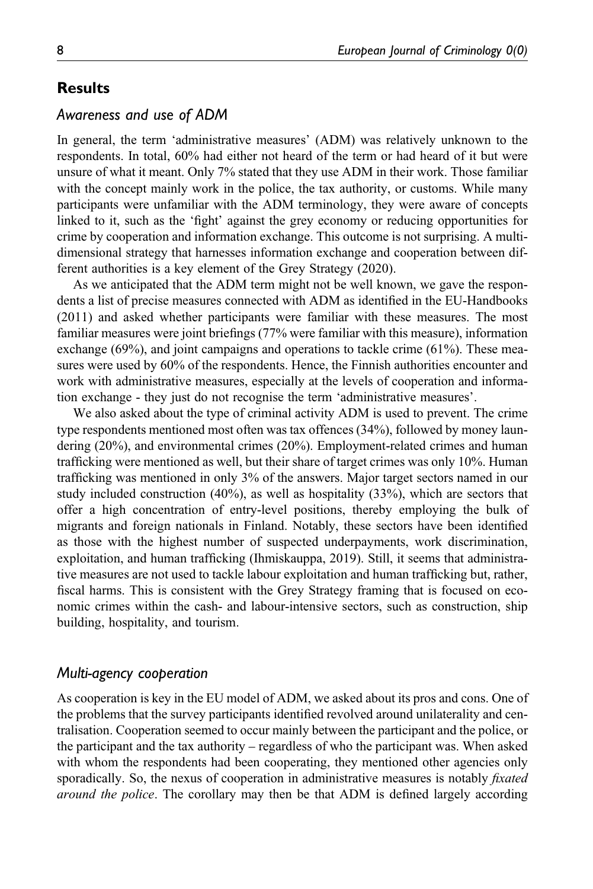## Results

### Awareness and use of ADM

In general, the term 'administrative measures' (ADM) was relatively unknown to the respondents. In total, 60% had either not heard of the term or had heard of it but were unsure of what it meant. Only 7% stated that they use ADM in their work. Those familiar with the concept mainly work in the police, the tax authority, or customs. While many participants were unfamiliar with the ADM terminology, they were aware of concepts linked to it, such as the 'fight' against the grey economy or reducing opportunities for crime by cooperation and information exchange. This outcome is not surprising. A multi-dimensional strategy that harnesses information exchange and cooperation between different authorities is a key element of the Grey Strategy (2020).

As we anticipated that the ADM term might not be well known, we gave the respondents a list of precise measures connected with ADM as identified in the EU-Handbooks (2011) and asked whether participants were familiar with these measures. The most familiar measures were joint briefings (77% were familiar with this measure), information exchange (69%), and joint campaigns and operations to tackle crime (61%). These measures were used by 60% of the respondents. Hence, the Finnish authorities encounter and work with administrative measures, especially at the levels of cooperation and information exchange - they just do not recognise the term 'administrative measures'.

We also asked about the type of criminal activity ADM is used to prevent. The crime type respondents mentioned most often was tax offences (34%), followed by money laundering (20%), and environmental crimes (20%). Employment-related crimes and human trafficking were mentioned as well, but their share of target crimes was only 10%. Human trafficking was mentioned in only 3% of the answers. Major target sectors named in our study included construction (40%), as well as hospitality (33%), which are sectors that offer a high concentration of entry-level positions, thereby employing the bulk of migrants and foreign nationals in Finland. Notably, these sectors have been identified as those with the highest number of suspected underpayments, work discrimination, exploitation, and human trafficking (Ihmiskauppa, 2019). Still, it seems that administrative measures are not used to tackle labour exploitation and human trafficking but, rather, fiscal harms. This is consistent with the Grey Strategy framing that is focused on economic crimes within the cash- and labour-intensive sectors, such as construction, ship building, hospitality, and tourism.

### Multi-agency cooperation

As cooperation is key in the EU model of ADM, we asked about its pros and cons. One of the problems that the survey participants identified revolved around unilaterality and centralisation. Cooperation seemed to occur mainly between the participant and the police, or the participant and the tax authority – regardless of who the participant was. When asked with whom the respondents had been cooperating, they mentioned other agencies only sporadically. So, the nexus of cooperation in administrative measures is notably *fixated around the police*. The corollary may then be that ADM is defined largely according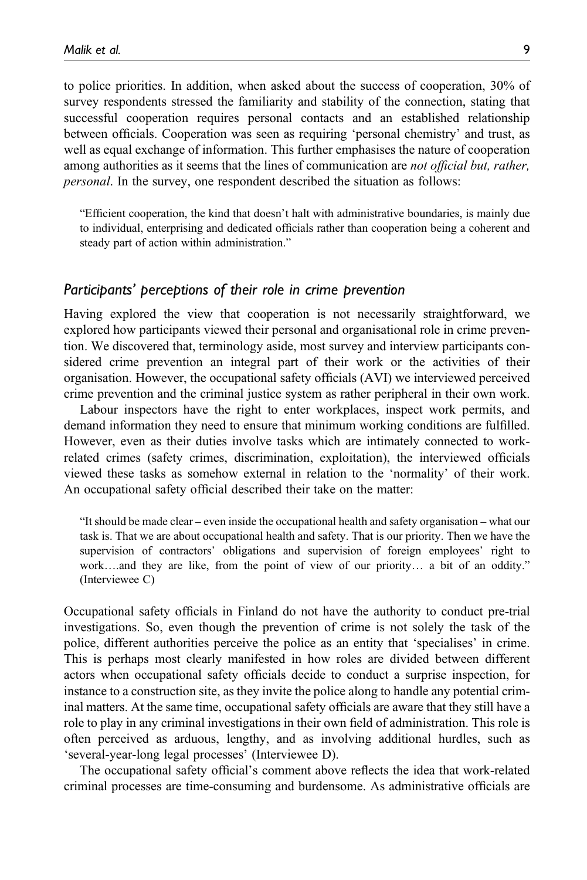to police priorities. In addition, when asked about the success of cooperation, 30% of survey respondents stressed the familiarity and stability of the connection, stating that successful cooperation requires personal contacts and an established relationship between officials. Cooperation was seen as requiring 'personal chemistry' and trust, as well as equal exchange of information. This further emphasises the nature of cooperation among authorities as it seems that the lines of communication are *not official but, rather, personal*. In the survey, one respondent described the situation as follows:

> "Efficient cooperation, the kind that doesn't halt with administrative boundaries, is mainly due to individual, enterprising and dedicated officials rather than cooperation being a coherent and steady part of action within administration."

### *Participants' perceptions of their role in crime prevention*

Having explored the view that cooperation is not necessarily straightforward, we explored how participants viewed their personal and organisational role in crime prevention. We discovered that, terminology aside, most survey and interview participants considered crime prevention an integral part of their work or the activities of their organisation. However, the occupational safety officials (AVI) we interviewed perceived crime prevention and the criminal justice system as rather peripheral in their own work.

Labour inspectors have the right to enter workplaces, inspect work permits, and demand information they need to ensure that minimum working conditions are fulfilled. However, even as their duties involve tasks which are intimately connected to work-related crimes (safety crimes, discrimination, exploitation), the interviewed officials viewed these tasks as somehow external in relation to the 'normality' of their work. An occupational safety official described their take on the matter:

> "It should be made clear – even inside the occupational health and safety organisation – what our task is. That we are about occupational health and safety. That is our priority. Then we have the supervision of contractors' obligations and supervision of foreign employees' right to work….and they are like, from the point of view of our priority… a bit of an oddity." (Interviewee C)

Occupational safety officials in Finland do not have the authority to conduct pre-trial investigations. So, even though the prevention of crime is not solely the task of the police, different authorities perceive the police as an entity that 'specialises' in crime. This is perhaps most clearly manifested in how roles are divided between different actors when occupational safety officials decide to conduct a surprise inspection, for instance to a construction site, as they invite the police along to handle any potential criminal matters. At the same time, occupational safety officials are aware that they still have a role to play in any criminal investigations in their own field of administration. This role is often perceived as arduous, lengthy, and as involving additional hurdles, such as 'several-year-long legal processes' (Interviewee D).

The occupational safety official's comment above reflects the idea that work-related criminal processes are time-consuming and burdensome. As administrative officials are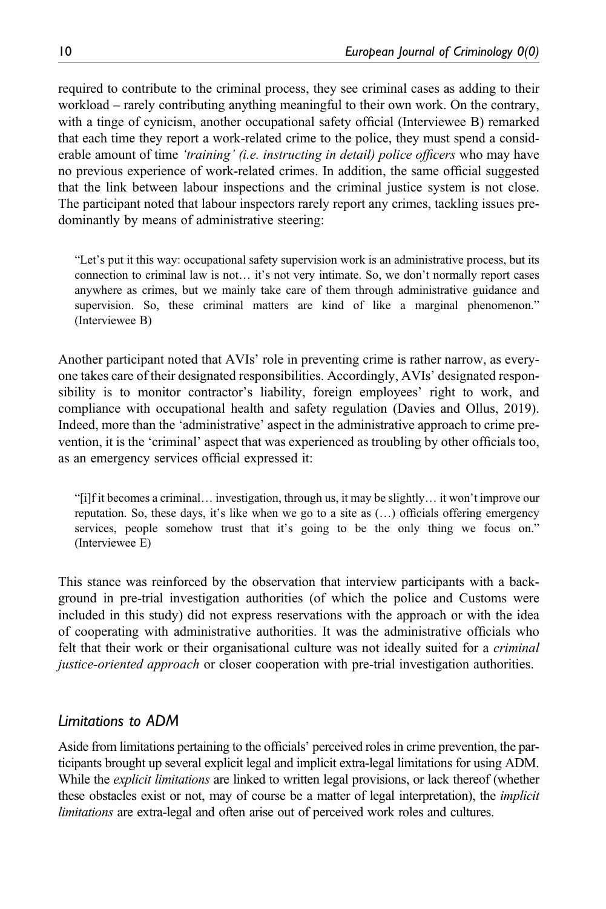required to contribute to the criminal process, they see criminal cases as adding to their workload – rarely contributing anything meaningful to their own work. On the contrary, with a tinge of cynicism, another occupational safety official (Interviewee B) remarked that each time they report a work-related crime to the police, they must spend a considerable amount of time *'training' (i.e. instructing in detail) police officers* who may have no previous experience of work-related crimes. In addition, the same official suggested that the link between labour inspections and the criminal justice system is not close. The participant noted that labour inspectors rarely report any crimes, tackling issues predominantly by means of administrative steering:

> "Let's put it this way: occupational safety supervision work is an administrative process, but its connection to criminal law is not… it's not very intimate. So, we don't normally report cases anywhere as crimes, but we mainly take care of them through administrative guidance and supervision. So, these criminal matters are kind of like a marginal phenomenon." (Interviewee B)

Another participant noted that AVIs' role in preventing crime is rather narrow, as everyone takes care of their designated responsibilities. Accordingly, AVIs' designated responsibility is to monitor contractor's liability, foreign employees' right to work, and compliance with occupational health and safety regulation (Davies and Ollus, 2019). Indeed, more than the 'administrative' aspect in the administrative approach to crime prevention, it is the 'criminal' aspect that was experienced as troubling by other officials too, as an emergency services official expressed it:

> "[i]f it becomes a criminal… investigation, through us, it may be slightly… it won't improve our reputation. So, these days, it's like when we go to a site as (…) officials offering emergency services, people somehow trust that it's going to be the only thing we focus on." (Interviewee E)

This stance was reinforced by the observation that interview participants with a background in pre-trial investigation authorities (of which the police and Customs were included in this study) did not express reservations with the approach or with the idea of cooperating with administrative authorities. It was the administrative officials who felt that their work or their organisational culture was not ideally suited for a *criminal justice-oriented approach* or closer cooperation with pre-trial investigation authorities.

## *Limitations to ADM*

Aside from limitations pertaining to the officials' perceived roles in crime prevention, the participants brought up several explicit legal and implicit extra-legal limitations for using ADM. While the *explicit limitations* are linked to written legal provisions, or lack thereof (whether these obstacles exist or not, may of course be a matter of legal interpretation), the *implicit limitations* are extra-legal and often arise out of perceived work roles and cultures.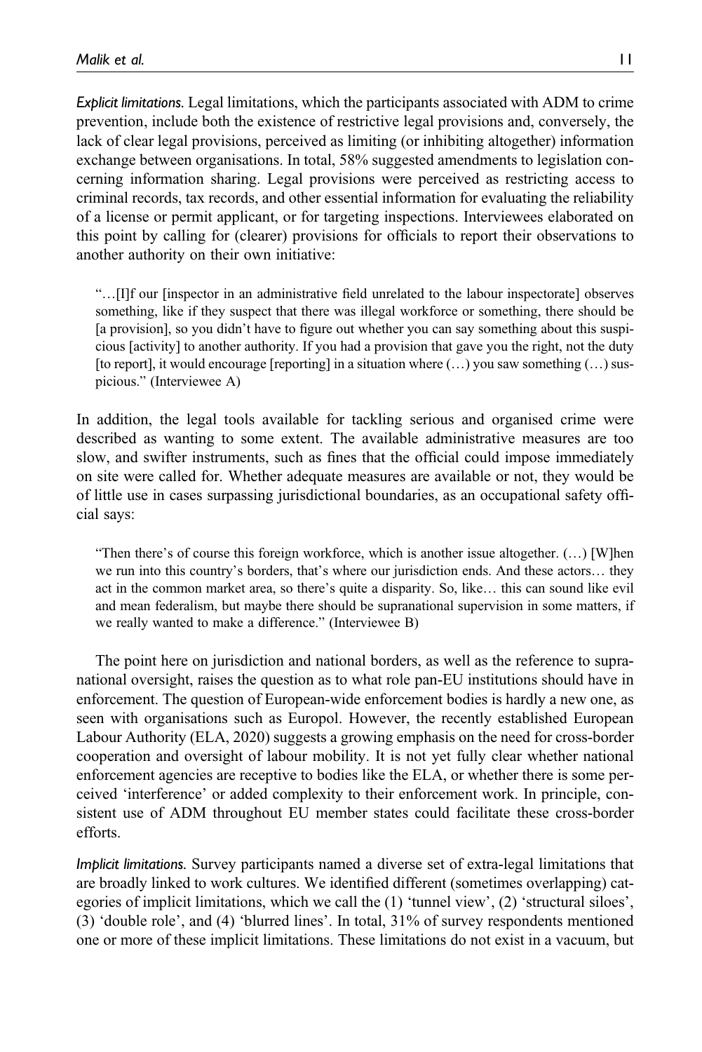*Explicit limitations.* Legal limitations, which the participants associated with ADM to crime prevention, include both the existence of restrictive legal provisions and, conversely, the lack of clear legal provisions, perceived as limiting (or inhibiting altogether) information exchange between organisations. In total, 58% suggested amendments to legislation concerning information sharing. Legal provisions were perceived as restricting access to criminal records, tax records, and other essential information for evaluating the reliability of a license or permit applicant, or for targeting inspections. Interviewees elaborated on this point by calling for (clearer) provisions for officials to report their observations to another authority on their own initiative:

> "…[I]f our [inspector in an administrative field unrelated to the labour inspectorate] observes something, like if they suspect that there was illegal workforce or something, there should be [a provision], so you didn't have to figure out whether you can say something about this suspicious [activity] to another authority. If you had a provision that gave you the right, not the duty [to report], it would encourage [reporting] in a situation where (…) you saw something (…) suspicious." (Interviewee A)

In addition, the legal tools available for tackling serious and organised crime were described as wanting to some extent. The available administrative measures are too slow, and swifter instruments, such as fines that the official could impose immediately on site were called for. Whether adequate measures are available or not, they would be of little use in cases surpassing jurisdictional boundaries, as an occupational safety official says:

> "Then there's of course this foreign workforce, which is another issue altogether. (…) [W]hen we run into this country's borders, that's where our jurisdiction ends. And these actors… they act in the common market area, so there's quite a disparity. So, like… this can sound like evil and mean federalism, but maybe there should be supranational supervision in some matters, if we really wanted to make a difference." (Interviewee B)

The point here on jurisdiction and national borders, as well as the reference to supranational oversight, raises the question as to what role pan-EU institutions should have in enforcement. The question of European-wide enforcement bodies is hardly a new one, as seen with organisations such as Europol. However, the recently established European Labour Authority (ELA, 2020) suggests a growing emphasis on the need for cross-border cooperation and oversight of labour mobility. It is not yet fully clear whether national enforcement agencies are receptive to bodies like the ELA, or whether there is some perceived 'interference' or added complexity to their enforcement work. In principle, consistent use of ADM throughout EU member states could facilitate these cross-border efforts.

*Implicit limitations.* Survey participants named a diverse set of extra-legal limitations that are broadly linked to work cultures. We identified different (sometimes overlapping) categories of implicit limitations, which we call the (1) 'tunnel view', (2) 'structural siloes', (3) 'double role', and (4) 'blurred lines'. In total, 31% of survey respondents mentioned one or more of these implicit limitations. These limitations do not exist in a vacuum, but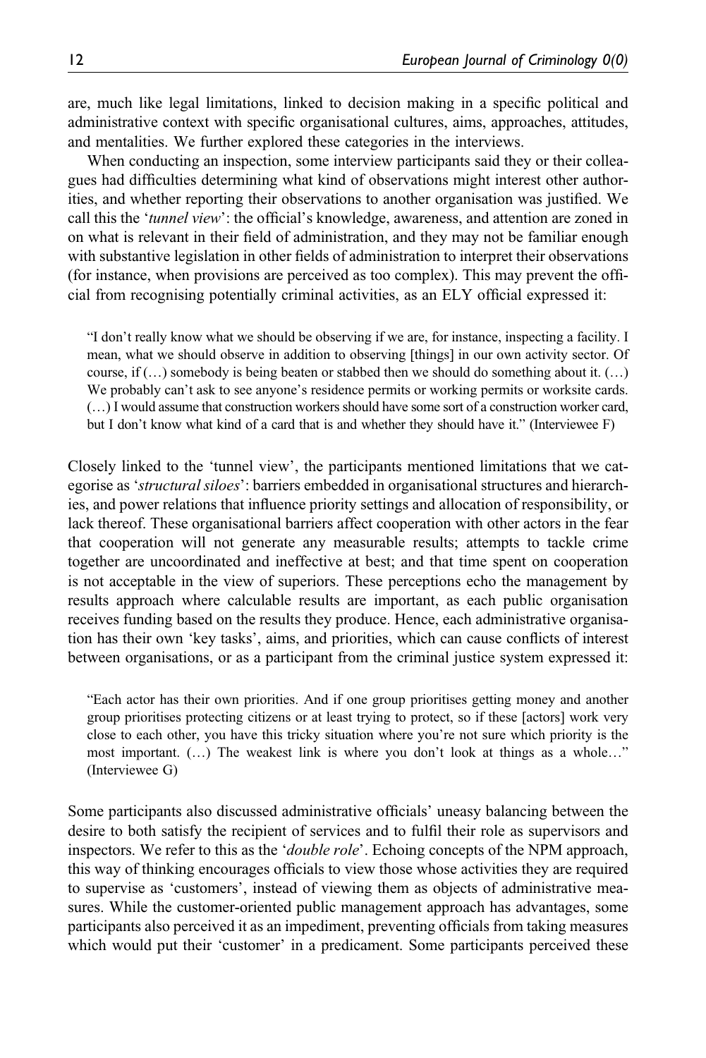are, much like legal limitations, linked to decision making in a specific political and administrative context with specific organisational cultures, aims, approaches, attitudes, and mentalities. We further explored these categories in the interviews.

When conducting an inspection, some interview participants said they or their colleagues had difficulties determining what kind of observations might interest other authorities, and whether reporting their observations to another organisation was justified. We call this the '*tunnel view*': the official's knowledge, awareness, and attention are zoned in on what is relevant in their field of administration, and they may not be familiar enough with substantive legislation in other fields of administration to interpret their observations (for instance, when provisions are perceived as too complex). This may prevent the official from recognising potentially criminal activities, as an ELY official expressed it:

> "I don't really know what we should be observing if we are, for instance, inspecting a facility. I mean, what we should observe in addition to observing [things] in our own activity sector. Of course, if (…) somebody is being beaten or stabbed then we should do something about it. (…) We probably can't ask to see anyone's residence permits or working permits or worksite cards. (…) I would assume that construction workers should have some sort of a construction worker card, but I don't know what kind of a card that is and whether they should have it." (Interviewee F)

Closely linked to the 'tunnel view', the participants mentioned limitations that we categorise as '*structural siloes*': barriers embedded in organisational structures and hierarchies, and power relations that influence priority settings and allocation of responsibility, or lack thereof. These organisational barriers affect cooperation with other actors in the fear that cooperation will not generate any measurable results; attempts to tackle crime together are uncoordinated and ineffective at best; and that time spent on cooperation is not acceptable in the view of superiors. These perceptions echo the management by results approach where calculable results are important, as each public organisation receives funding based on the results they produce. Hence, each administrative organisation has their own 'key tasks', aims, and priorities, which can cause conflicts of interest between organisations, or as a participant from the criminal justice system expressed it:

> "Each actor has their own priorities. And if one group prioritises getting money and another group prioritises protecting citizens or at least trying to protect, so if these [actors] work very close to each other, you have this tricky situation where you're not sure which priority is the most important. (…) The weakest link is where you don't look at things as a whole…" (Interviewee G)

Some participants also discussed administrative officials' uneasy balancing between the desire to both satisfy the recipient of services and to fulfil their role as supervisors and inspectors. We refer to this as the '*double role*'. Echoing concepts of the NPM approach, this way of thinking encourages officials to view those whose activities they are required to supervise as 'customers', instead of viewing them as objects of administrative measures. While the customer-oriented public management approach has advantages, some participants also perceived it as an impediment, preventing officials from taking measures which would put their 'customer' in a predicament. Some participants perceived these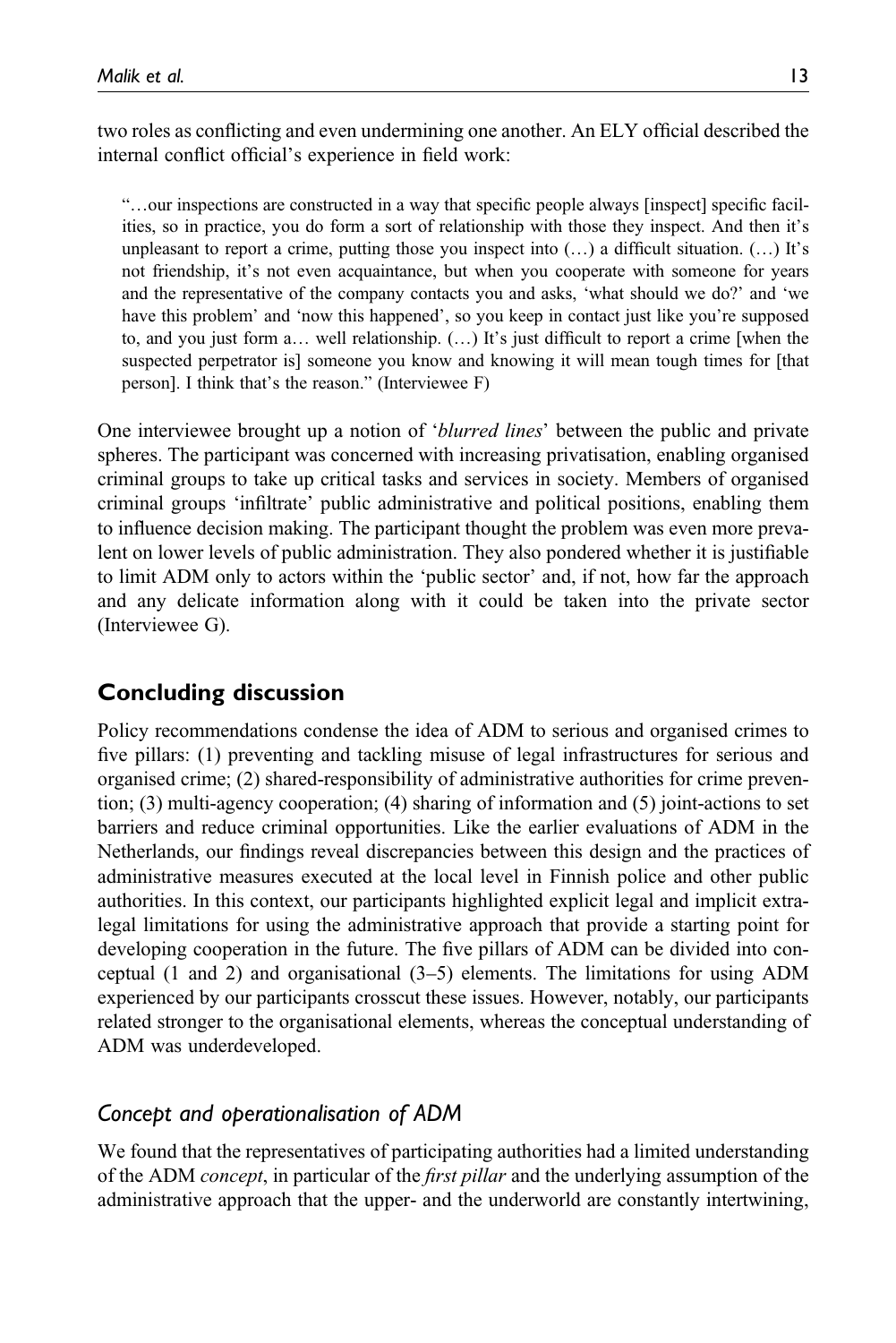two roles as conflicting and even undermining one another. An ELY official described the internal conflict official's experience in field work:

> "…our inspections are constructed in a way that specific people always [inspect] specific facilities, so in practice, you do form a sort of relationship with those they inspect. And then it's unpleasant to report a crime, putting those you inspect into (…) a difficult situation. (…) It's not friendship, it's not even acquaintance, but when you cooperate with someone for years and the representative of the company contacts you and asks, 'what should we do?' and 'we have this problem' and 'now this happened', so you keep in contact just like you're supposed to, and you just form a… well relationship. (…) It's just difficult to report a crime [when the suspected perpetrator is] someone you know and knowing it will mean tough times for [that person]. I think that's the reason." (Interviewee F)

One interviewee brought up a notion of '*blurred lines*' between the public and private spheres. The participant was concerned with increasing privatisation, enabling organised criminal groups to take up critical tasks and services in society. Members of organised criminal groups 'infiltrate' public administrative and political positions, enabling them to influence decision making. The participant thought the problem was even more prevalent on lower levels of public administration. They also pondered whether it is justifiable to limit ADM only to actors within the 'public sector' and, if not, how far the approach and any delicate information along with it could be taken into the private sector (Interviewee G).

## Concluding discussion

Policy recommendations condense the idea of ADM to serious and organised crimes to five pillars: (1) preventing and tackling misuse of legal infrastructures for serious and organised crime; (2) shared-responsibility of administrative authorities for crime prevention; (3) multi-agency cooperation; (4) sharing of information and (5) joint-actions to set barriers and reduce criminal opportunities. Like the earlier evaluations of ADM in the Netherlands, our findings reveal discrepancies between this design and the practices of administrative measures executed at the local level in Finnish police and other public authorities. In this context, our participants highlighted explicit legal and implicit extra-legal limitations for using the administrative approach that provide a starting point for developing cooperation in the future. The five pillars of ADM can be divided into conceptual (1 and 2) and organisational (3–5) elements. The limitations for using ADM experienced by our participants crosscut these issues. However, notably, our participants related stronger to the organisational elements, whereas the conceptual understanding of ADM was underdeveloped.

### *Concept and operationalisation of ADM*

We found that the representatives of participating authorities had a limited understanding of the ADM *concept*, in particular of the *first pillar* and the underlying assumption of the administrative approach that the upper- and the underworld are constantly intertwining,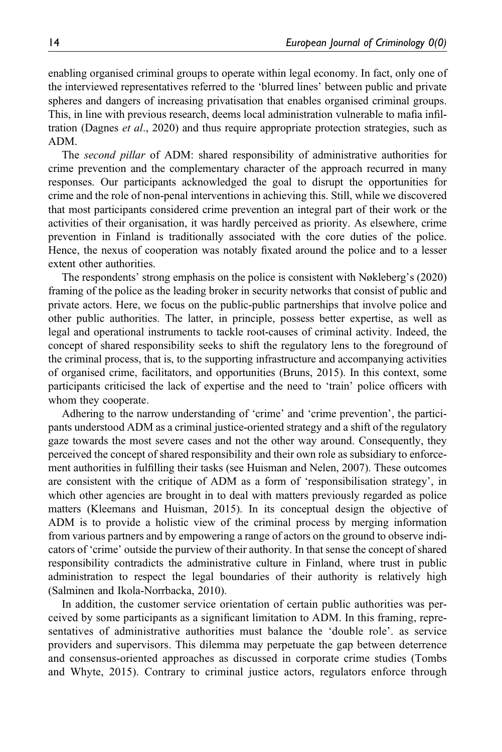enabling organised criminal groups to operate within legal economy. In fact, only one of the interviewed representatives referred to the 'blurred lines' between public and private spheres and dangers of increasing privatisation that enables organised criminal groups. This, in line with previous research, deems local administration vulnerable to mafia infiltration (Dagnes *et al*., 2020) and thus require appropriate protection strategies, such as ADM.

The *second pillar* of ADM: shared responsibility of administrative authorities for crime prevention and the complementary character of the approach recurred in many responses. Our participants acknowledged the goal to disrupt the opportunities for crime and the role of non-penal interventions in achieving this. Still, while we discovered that most participants considered crime prevention an integral part of their work or the activities of their organisation, it was hardly perceived as priority. As elsewhere, crime prevention in Finland is traditionally associated with the core duties of the police. Hence, the nexus of cooperation was notably fixated around the police and to a lesser extent other authorities.

The respondents' strong emphasis on the police is consistent with Nøkleberg's (2020) framing of the police as the leading broker in security networks that consist of public and private actors. Here, we focus on the public-public partnerships that involve police and other public authorities. The latter, in principle, possess better expertise, as well as legal and operational instruments to tackle root-causes of criminal activity. Indeed, the concept of shared responsibility seeks to shift the regulatory lens to the foreground of the criminal process, that is, to the supporting infrastructure and accompanying activities of organised crime, facilitators, and opportunities (Bruns, 2015). In this context, some participants criticised the lack of expertise and the need to 'train' police officers with whom they cooperate.

Adhering to the narrow understanding of 'crime' and 'crime prevention', the participants understood ADM as a criminal justice-oriented strategy and a shift of the regulatory gaze towards the most severe cases and not the other way around. Consequently, they perceived the concept of shared responsibility and their own role as subsidiary to enforcement authorities in fulfilling their tasks (see Huisman and Nelen, 2007). These outcomes are consistent with the critique of ADM as a form of 'responsibilisation strategy', in which other agencies are brought in to deal with matters previously regarded as police matters (Kleemans and Huisman, 2015). In its conceptual design the objective of ADM is to provide a holistic view of the criminal process by merging information from various partners and by empowering a range of actors on the ground to observe indicators of 'crime' outside the purview of their authority. In that sense the concept of shared responsibility contradicts the administrative culture in Finland, where trust in public administration to respect the legal boundaries of their authority is relatively high (Salminen and Ikola-Norrbacka, 2010).

In addition, the customer service orientation of certain public authorities was perceived by some participants as a significant limitation to ADM. In this framing, representatives of administrative authorities must balance the 'double role'. as service providers and supervisors. This dilemma may perpetuate the gap between deterrence and consensus-oriented approaches as discussed in corporate crime studies (Tombs and Whyte, 2015). Contrary to criminal justice actors, regulators enforce through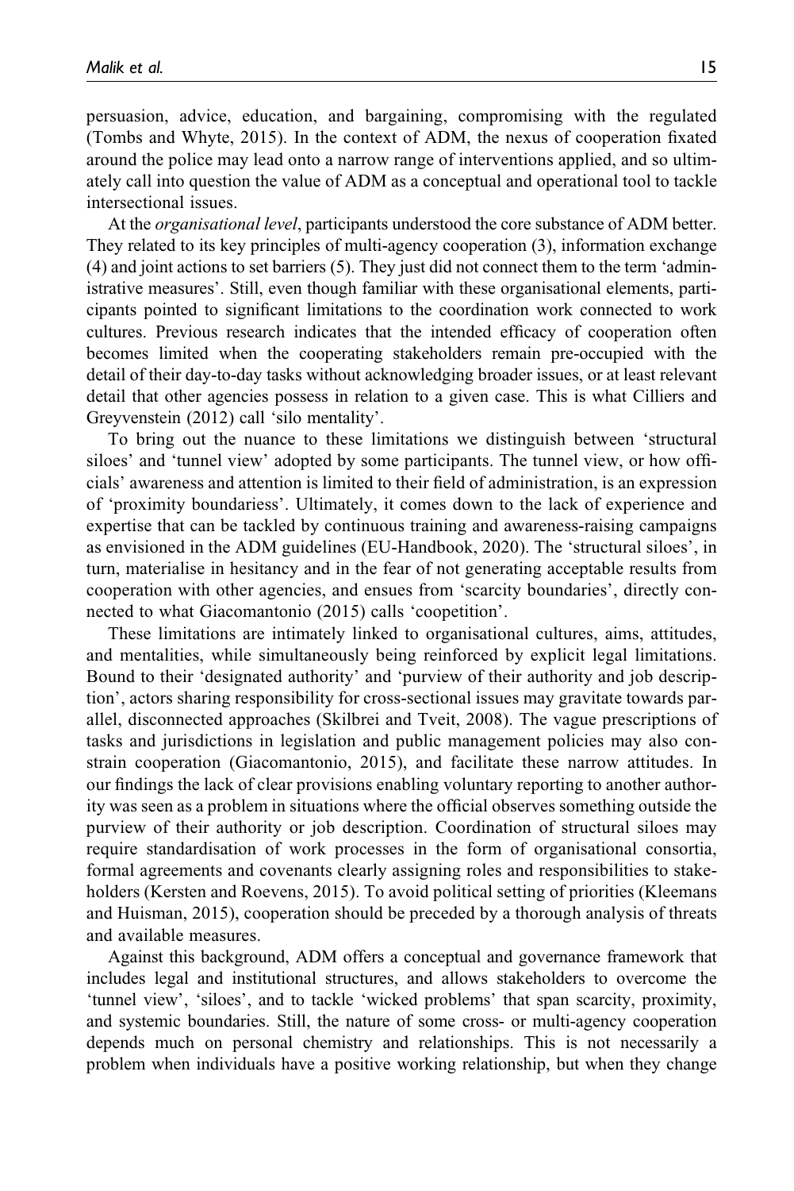persuasion, advice, education, and bargaining, compromising with the regulated (Tombs and Whyte, 2015). In the context of ADM, the nexus of cooperation fixated around the police may lead onto a narrow range of interventions applied, and so ultimately call into question the value of ADM as a conceptual and operational tool to tackle intersectional issues.

At the *organisational level*, participants understood the core substance of ADM better. They related to its key principles of multi-agency cooperation (3), information exchange (4) and joint actions to set barriers (5). They just did not connect them to the term 'administrative measures'. Still, even though familiar with these organisational elements, participants pointed to significant limitations to the coordination work connected to work cultures. Previous research indicates that the intended efficacy of cooperation often becomes limited when the cooperating stakeholders remain pre-occupied with the detail of their day-to-day tasks without acknowledging broader issues, or at least relevant detail that other agencies possess in relation to a given case. This is what Cilliers and Greyvenstein (2012) call 'silo mentality'.

To bring out the nuance to these limitations we distinguish between 'structural siloes' and 'tunnel view' adopted by some participants. The tunnel view, or how officials' awareness and attention is limited to their field of administration, is an expression of 'proximity boundariess'. Ultimately, it comes down to the lack of experience and expertise that can be tackled by continuous training and awareness-raising campaigns as envisioned in the ADM guidelines (EU-Handbook, 2020). The 'structural siloes', in turn, materialise in hesitancy and in the fear of not generating acceptable results from cooperation with other agencies, and ensues from 'scarcity boundaries', directly connected to what Giacomantonio (2015) calls 'coopetition'.

These limitations are intimately linked to organisational cultures, aims, attitudes, and mentalities, while simultaneously being reinforced by explicit legal limitations. Bound to their 'designated authority' and 'purview of their authority and job description', actors sharing responsibility for cross-sectional issues may gravitate towards parallel, disconnected approaches (Skilbrei and Tveit, 2008). The vague prescriptions of tasks and jurisdictions in legislation and public management policies may also constrain cooperation (Giacomantonio, 2015), and facilitate these narrow attitudes. In our findings the lack of clear provisions enabling voluntary reporting to another authority was seen as a problem in situations where the official observes something outside the purview of their authority or job description. Coordination of structural siloes may require standardisation of work processes in the form of organisational consortia, formal agreements and covenants clearly assigning roles and responsibilities to stakeholders (Kersten and Roevens, 2015). To avoid political setting of priorities (Kleemans and Huisman, 2015), cooperation should be preceded by a thorough analysis of threats and available measures.

Against this background, ADM offers a conceptual and governance framework that includes legal and institutional structures, and allows stakeholders to overcome the 'tunnel view', 'siloes', and to tackle 'wicked problems' that span scarcity, proximity, and systemic boundaries. Still, the nature of some cross- or multi-agency cooperation depends much on personal chemistry and relationships. This is not necessarily a problem when individuals have a positive working relationship, but when they change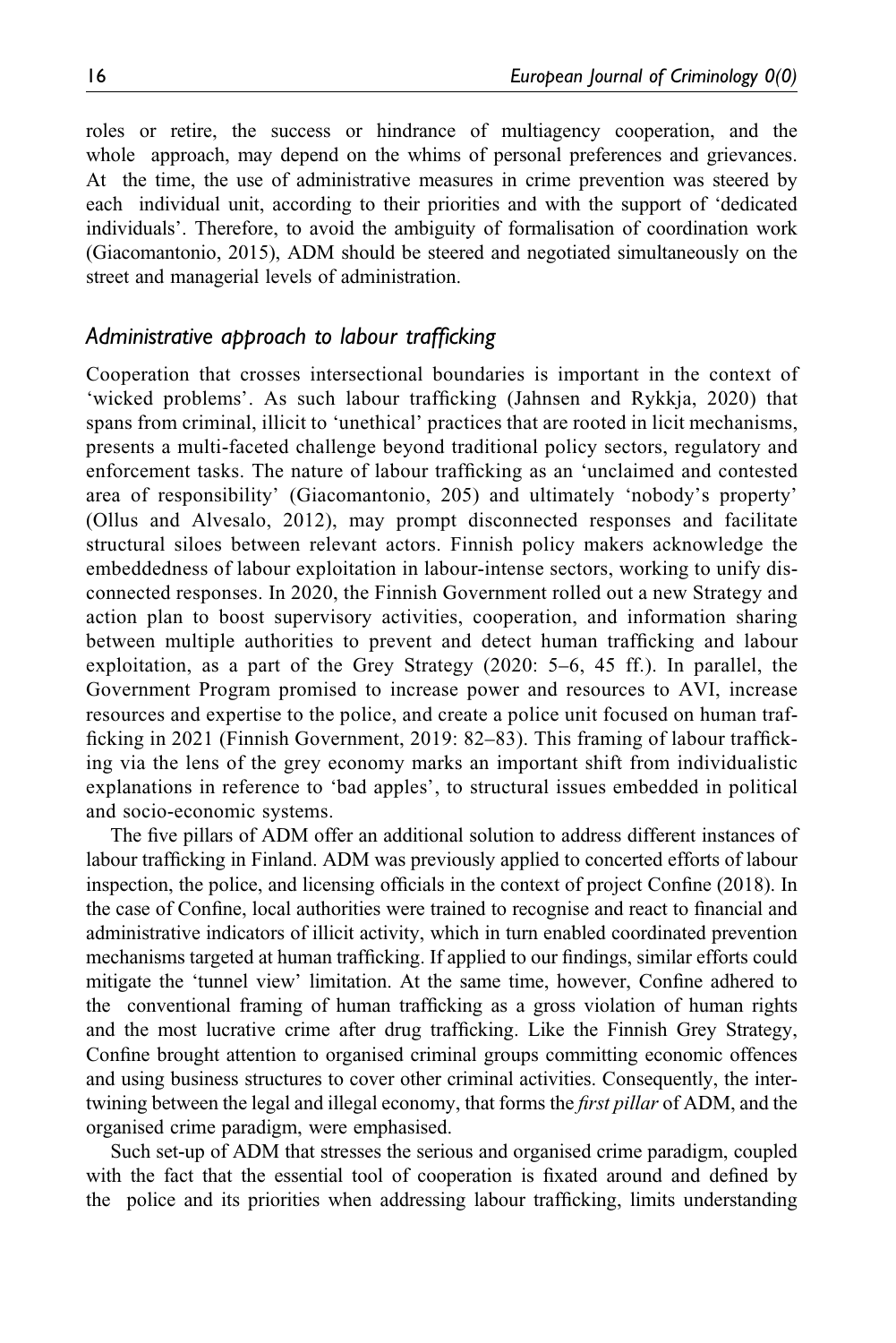roles or retire, the success or hindrance of multiagency cooperation, and the whole approach, may depend on the whims of personal preferences and grievances. At the time, the use of administrative measures in crime prevention was steered by each individual unit, according to their priorities and with the support of 'dedicated individuals'. Therefore, to avoid the ambiguity of formalisation of coordination work (Giacomantonio, 2015), ADM should be steered and negotiated simultaneously on the street and managerial levels of administration.

### *Administrative approach to labour trafficking*

Cooperation that crosses intersectional boundaries is important in the context of 'wicked problems'. As such labour trafficking (Jahnsen and Rykkja, 2020) that spans from criminal, illicit to 'unethical' practices that are rooted in licit mechanisms, presents a multi-faceted challenge beyond traditional policy sectors, regulatory and enforcement tasks. The nature of labour trafficking as an 'unclaimed and contested area of responsibility' (Giacomantonio, 205) and ultimately 'nobody's property' (Ollus and Alvesalo, 2012), may prompt disconnected responses and facilitate structural siloes between relevant actors. Finnish policy makers acknowledge the embeddedness of labour exploitation in labour-intense sectors, working to unify disconnected responses. In 2020, the Finnish Government rolled out a new Strategy and action plan to boost supervisory activities, cooperation, and information sharing between multiple authorities to prevent and detect human trafficking and labour exploitation, as a part of the Grey Strategy (2020: 5–6, 45 ff.). In parallel, the Government Program promised to increase power and resources to AVI, increase resources and expertise to the police, and create a police unit focused on human trafficking in 2021 (Finnish Government, 2019: 82–83). This framing of labour trafficking via the lens of the grey economy marks an important shift from individualistic explanations in reference to 'bad apples', to structural issues embedded in political and socio-economic systems.

The five pillars of ADM offer an additional solution to address different instances of labour trafficking in Finland. ADM was previously applied to concerted efforts of labour inspection, the police, and licensing officials in the context of project Confine (2018). In the case of Confine, local authorities were trained to recognise and react to financial and administrative indicators of illicit activity, which in turn enabled coordinated prevention mechanisms targeted at human trafficking. If applied to our findings, similar efforts could mitigate the 'tunnel view' limitation. At the same time, however, Confine adhered to the conventional framing of human trafficking as a gross violation of human rights and the most lucrative crime after drug trafficking. Like the Finnish Grey Strategy, Confine brought attention to organised criminal groups committing economic offences and using business structures to cover other criminal activities. Consequently, the intertwining between the legal and illegal economy, that forms the *first pillar* of ADM, and the organised crime paradigm, were emphasised.

Such set-up of ADM that stresses the serious and organised crime paradigm, coupled with the fact that the essential tool of cooperation is fixated around and defined by the police and its priorities when addressing labour trafficking, limits understanding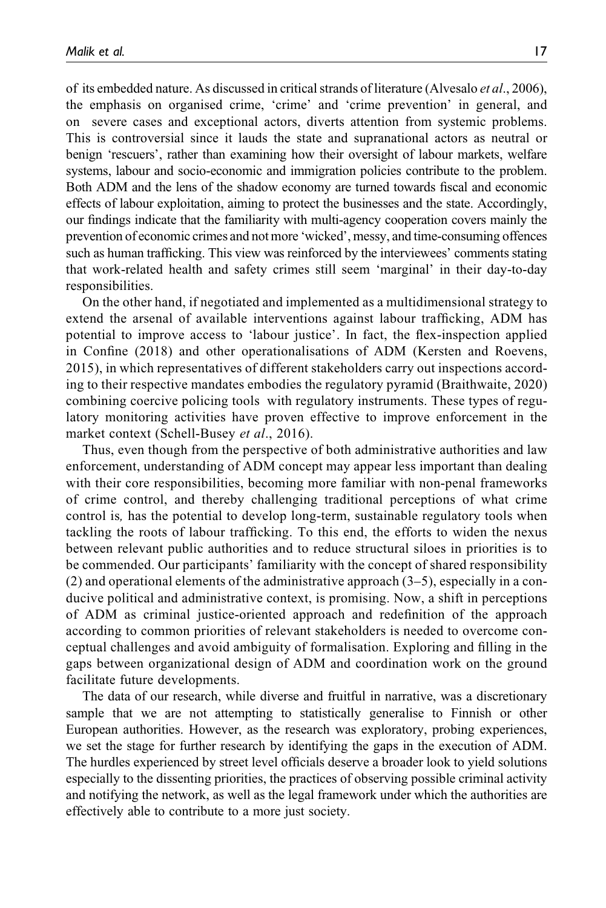of its embedded nature. As discussed in critical strands of literature (Alvesalo *et al*., 2006), the emphasis on organised crime, 'crime' and 'crime prevention' in general, and on severe cases and exceptional actors, diverts attention from systemic problems. This is controversial since it lauds the state and supranational actors as neutral or benign 'rescuers', rather than examining how their oversight of labour markets, welfare systems, labour and socio-economic and immigration policies contribute to the problem. Both ADM and the lens of the shadow economy are turned towards fiscal and economic effects of labour exploitation, aiming to protect the businesses and the state. Accordingly, our findings indicate that the familiarity with multi-agency cooperation covers mainly the prevention of economic crimes and not more 'wicked', messy, and time-consuming offences such as human trafficking. This view was reinforced by the interviewees' comments stating that work-related health and safety crimes still seem 'marginal' in their day-to-day responsibilities.

On the other hand, if negotiated and implemented as a multidimensional strategy to extend the arsenal of available interventions against labour trafficking, ADM has potential to improve access to 'labour justice'. In fact, the flex-inspection applied in Confine (2018) and other operationalisations of ADM (Kersten and Roevens, 2015), in which representatives of different stakeholders carry out inspections according to their respective mandates embodies the regulatory pyramid (Braithwaite, 2020) combining coercive policing tools with regulatory instruments. These types of regulatory monitoring activities have proven effective to improve enforcement in the market context (Schell-Busey *et al*., 2016).

Thus, even though from the perspective of both administrative authorities and law enforcement, understanding of ADM concept may appear less important than dealing with their core responsibilities, becoming more familiar with non-penal frameworks of crime control, and thereby challenging traditional perceptions of what crime control is*,* has the potential to develop long-term, sustainable regulatory tools when tackling the roots of labour trafficking. To this end, the efforts to widen the nexus between relevant public authorities and to reduce structural siloes in priorities is to be commended. Our participants' familiarity with the concept of shared responsibility (2) and operational elements of the administrative approach (3–5), especially in a conducive political and administrative context, is promising. Now, a shift in perceptions of ADM as criminal justice-oriented approach and redefinition of the approach according to common priorities of relevant stakeholders is needed to overcome conceptual challenges and avoid ambiguity of formalisation. Exploring and filling in the gaps between organizational design of ADM and coordination work on the ground facilitate future developments.

The data of our research, while diverse and fruitful in narrative, was a discretionary sample that we are not attempting to statistically generalise to Finnish or other European authorities. However, as the research was exploratory, probing experiences, we set the stage for further research by identifying the gaps in the execution of ADM. The hurdles experienced by street level officials deserve a broader look to yield solutions especially to the dissenting priorities, the practices of observing possible criminal activity and notifying the network, as well as the legal framework under which the authorities are effectively able to contribute to a more just society.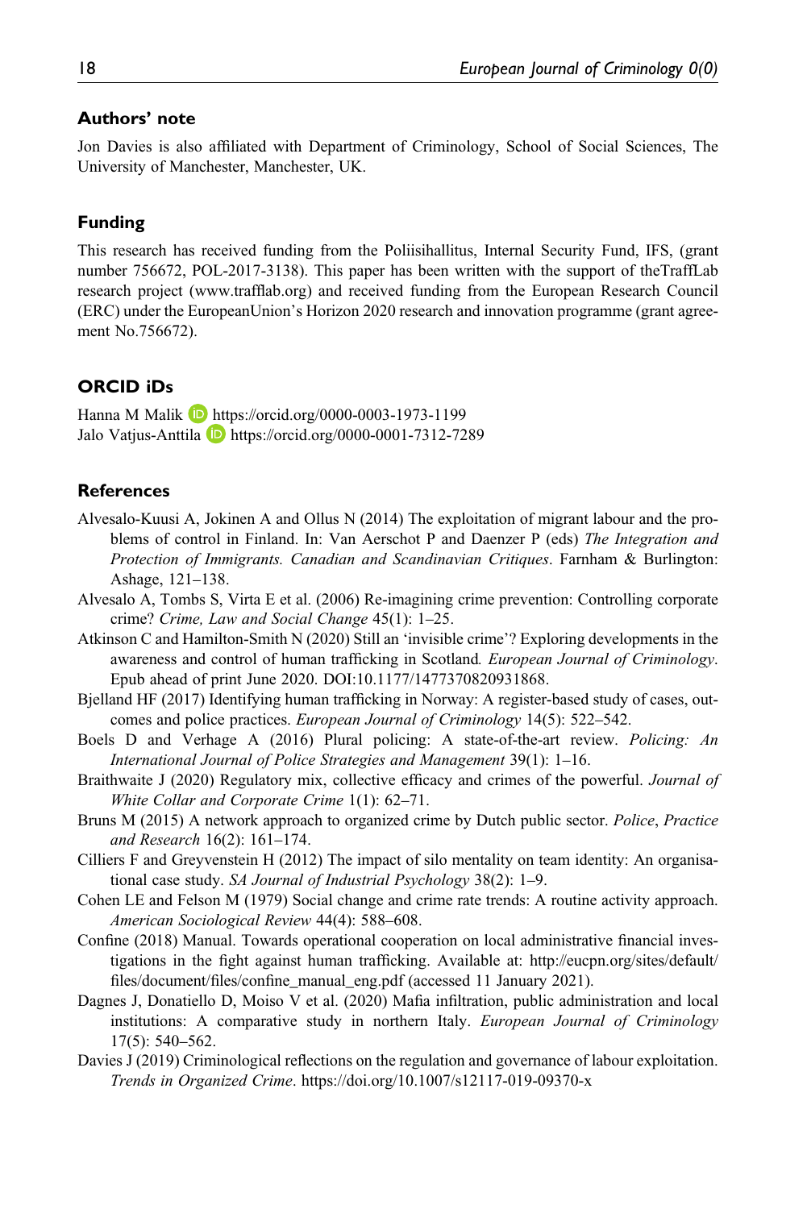## Authors' note

Jon Davies is also affiliated with Department of Criminology, School of Social Sciences, The University of Manchester, Manchester, UK.

## Funding

This research has received funding from the Poliisihallitus, Internal Security Fund, IFS, (grant number 756672, POL-2017-3138). This paper has been written with the support of theTraffLab research project (www.trafflab.org) and received funding from the European Research Council (ERC) under the EuropeanUnion's Horizon 2020 research and innovation programme (grant agreement No.756672).

## ORCID iDs

Hanna M Malik https://orcid.org/0000-0003-1973-1199
Jalo Vatjus-Anttila https://orcid.org/0000-0001-7312-7289

## References

Alvesalo-Kuusi A, Jokinen A and Ollus N (2014) The exploitation of migrant labour and the problems of control in Finland. In: Van Aerschot P and Daenzer P (eds) *The Integration and Protection of Immigrants. Canadian and Scandinavian Critiques*. Farnham & Burlington: Ashage, 121–138.

Alvesalo A, Tombs S, Virta E et al. (2006) Re-imagining crime prevention: Controlling corporate crime? *Crime, Law and Social Change* 45(1): 1–25.

Atkinson C and Hamilton-Smith N (2020) Still an 'invisible crime'? Exploring developments in the awareness and control of human trafficking in Scotland. *European Journal of Criminology*. Epub ahead of print June 2020. DOI:10.1177/1477370820931868.

Bjelland HF (2017) Identifying human trafficking in Norway: A register-based study of cases, outcomes and police practices. *European Journal of Criminology* 14(5): 522–542.

Boels D and Verhage A (2016) Plural policing: A state-of-the-art review. *Policing: An International Journal of Police Strategies and Management* 39(1): 1–16.

Braithwaite J (2020) Regulatory mix, collective efficacy and crimes of the powerful. *Journal of White Collar and Corporate Crime* 1(1): 62–71.

Bruns M (2015) A network approach to organized crime by Dutch public sector. *Police, Practice and Research* 16(2): 161–174.

Cilliers F and Greyvenstein H (2012) The impact of silo mentality on team identity: An organisational case study. *SA Journal of Industrial Psychology* 38(2): 1–9.

Cohen LE and Felson M (1979) Social change and crime rate trends: A routine activity approach. *American Sociological Review* 44(4): 588–608.

Confine (2018) Manual. Towards operational cooperation on local administrative financial investigations in the fight against human trafficking. Available at: http://eucpn.org/sites/default/files/document/files/confine_manual_eng.pdf (accessed 11 January 2021).

Dagnes J, Donatiello D, Moiso V et al. (2020) Mafia infiltration, public administration and local institutions: A comparative study in northern Italy. *European Journal of Criminology* 17(5): 540–562.

Davies J (2019) Criminological reflections on the regulation and governance of labour exploitation. *Trends in Organized Crime*. https://doi.org/10.1007/s12117-019-09370-x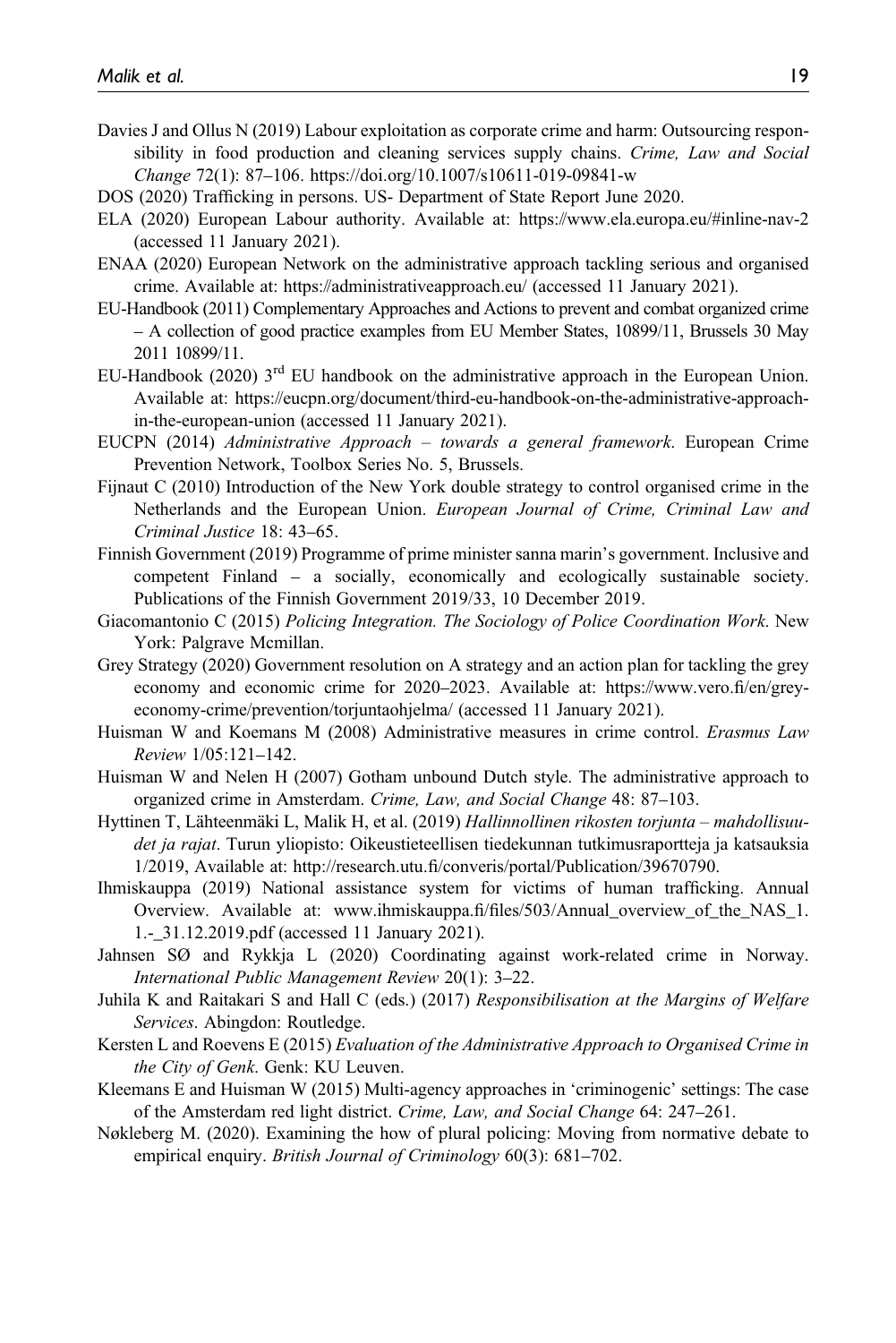Davies J and Ollus N (2019) Labour exploitation as corporate crime and harm: Outsourcing responsibility in food production and cleaning services supply chains. *Crime, Law and Social Change* 72(1): 87–106. https://doi.org/10.1007/s10611-019-09841-w

DOS (2020) Trafficking in persons. US- Department of State Report June 2020.

ELA (2020) European Labour authority. Available at: https://www.ela.europa.eu/#inline-nav-2 (accessed 11 January 2021).

ENAA (2020) European Network on the administrative approach tackling serious and organised crime. Available at: https://administrativeapproach.eu/ (accessed 11 January 2021).

EU-Handbook (2011) Complementary Approaches and Actions to prevent and combat organized crime – A collection of good practice examples from EU Member States, 10899/11, Brussels 30 May 2011 10899/11.

EU-Handbook (2020) 3rd EU handbook on the administrative approach in the European Union. Available at: https://eucpn.org/document/third-eu-handbook-on-the-administrative-approach-in-the-european-union (accessed 11 January 2021).

EUCPN (2014) *Administrative Approach – towards a general framework*. European Crime Prevention Network, Toolbox Series No. 5, Brussels.

Fijnaut C (2010) Introduction of the New York double strategy to control organised crime in the Netherlands and the European Union. *European Journal of Crime, Criminal Law and Criminal Justice* 18: 43–65.

Finnish Government (2019) Programme of prime minister sanna marin's government. Inclusive and competent Finland – a socially, economically and ecologically sustainable society. Publications of the Finnish Government 2019/33, 10 December 2019.

Giacomantonio C (2015) *Policing Integration. The Sociology of Police Coordination Work*. New York: Palgrave Mcmillan.

Grey Strategy (2020) Government resolution on A strategy and an action plan for tackling the grey economy and economic crime for 2020–2023. Available at: https://www.vero.fi/en/grey-economy-crime/prevention/torjuntaohjelma/ (accessed 11 January 2021).

Huisman W and Koemans M (2008) Administrative measures in crime control. *Erasmus Law Review* 1/05:121–142.

Huisman W and Nelen H (2007) Gotham unbound Dutch style. The administrative approach to organized crime in Amsterdam. *Crime, Law, and Social Change* 48: 87–103.

Hyttinen T, Lähteenmäki L, Malik H, et al. (2019) *Hallinnollinen rikosten torjunta – mahdollisuudet ja rajat*. Turun yliopisto: Oikeustieteellisen tiedekunnan tutkimusraportteja ja katsauksia 1/2019, Available at: http://research.utu.fi/converis/portal/Publication/39670790.

Ihmiskauppa (2019) National assistance system for victims of human trafficking. Annual Overview. Available at: www.ihmiskauppa.fi/files/503/Annual_overview_of_the_NAS_1.1.-_31.12.2019.pdf (accessed 11 January 2021).

Jahnsen SØ and Rykkja L (2020) Coordinating against work-related crime in Norway. *International Public Management Review* 20(1): 3–22.

Juhila K and Raitakari S and Hall C (eds.) (2017) *Responsibilisation at the Margins of Welfare Services*. Abingdon: Routledge.

Kersten L and Roevens E (2015) *Evaluation of the Administrative Approach to Organised Crime in the City of Genk*. Genk: KU Leuven.

Kleemans E and Huisman W (2015) Multi-agency approaches in 'criminogenic' settings: The case of the Amsterdam red light district. *Crime, Law, and Social Change* 64: 247–261.

Nøkleberg M. (2020). Examining the how of plural policing: Moving from normative debate to empirical enquiry. *British Journal of Criminology* 60(3): 681–702.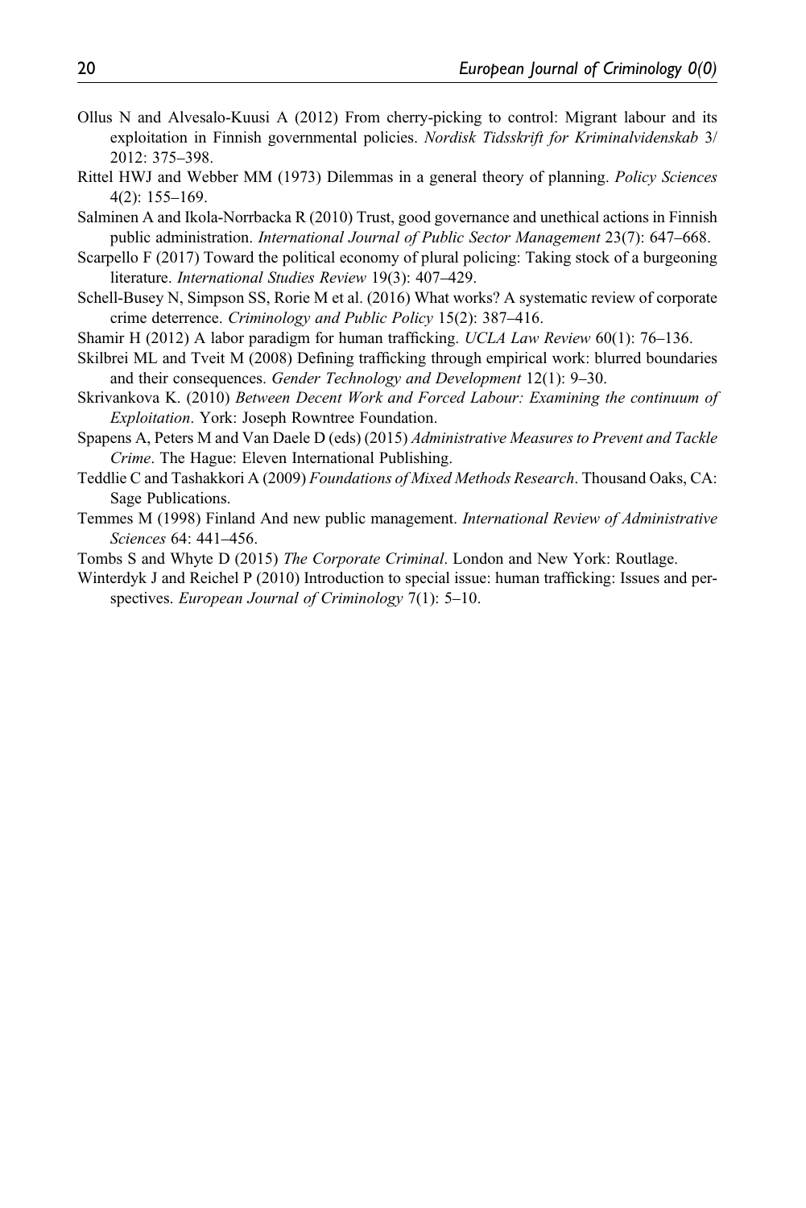Ollus N and Alvesalo-Kuusi A (2012) From cherry-picking to control: Migrant labour and its exploitation in Finnish governmental policies. *Nordisk Tidsskrift for Kriminalvidenskab* 3/ 2012: 375–398.

Rittel HWJ and Webber MM (1973) Dilemmas in a general theory of planning. *Policy Sciences* 4(2): 155–169.

Salminen A and Ikola-Norrbacka R (2010) Trust, good governance and unethical actions in Finnish public administration. *International Journal of Public Sector Management* 23(7): 647–668.

Scarpello F (2017) Toward the political economy of plural policing: Taking stock of a burgeoning literature. *International Studies Review* 19(3): 407–429.

Schell-Busey N, Simpson SS, Rorie M et al. (2016) What works? A systematic review of corporate crime deterrence. *Criminology and Public Policy* 15(2): 387–416.

Shamir H (2012) A labor paradigm for human trafficking. *UCLA Law Review* 60(1): 76–136.

Skilbrei ML and Tveit M (2008) Defining trafficking through empirical work: blurred boundaries and their consequences. *Gender Technology and Development* 12(1): 9–30.

Skrivankova K. (2010) *Between Decent Work and Forced Labour: Examining the continuum of Exploitation*. York: Joseph Rowntree Foundation.

Spapens A, Peters M and Van Daele D (eds) (2015) *Administrative Measures to Prevent and Tackle Crime*. The Hague: Eleven International Publishing.

Teddlie C and Tashakkori A (2009) *Foundations of Mixed Methods Research*. Thousand Oaks, CA: Sage Publications.

Temmes M (1998) Finland And new public management. *International Review of Administrative Sciences* 64: 441–456.

Tombs S and Whyte D (2015) *The Corporate Criminal*. London and New York: Routlage.

Winterdyk J and Reichel P (2010) Introduction to special issue: human trafficking: Issues and perspectives. *European Journal of Criminology* 7(1): 5–10.